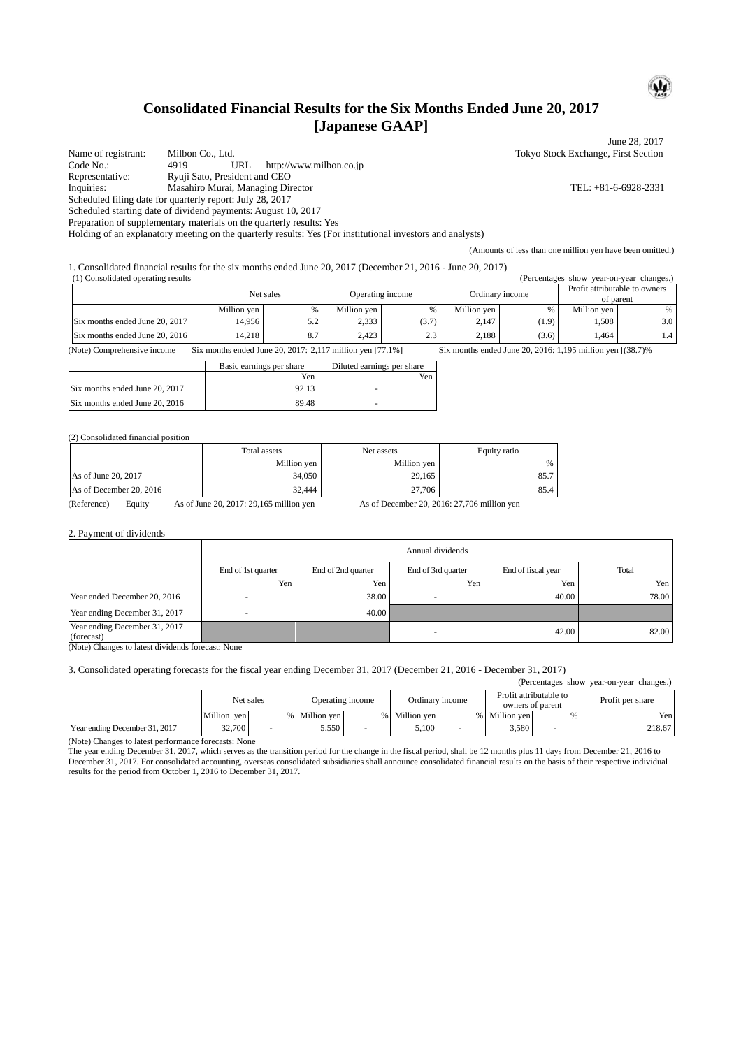# Consolidated Financial Results for the Six Months Ended June 20, 2017
# [Japanese GAAP]

June 28, 2017

Name of registrant: Milbon Co., Ltd. Tokyo Stock Exchange, First Section
Code No.: 4919 URL http://www.milbon.co.jp
Representative: Ryuji Sato, President and CEO
Inquiries: Masahiro Murai, Managing Director TEL: +81-6-6928-2331
Scheduled filing date for quarterly report: July 28, 2017
Scheduled starting date of dividend payments: August 10, 2017
Preparation of supplementary materials on the quarterly results: Yes
Holding of an explanatory meeting on the quarterly results: Yes (For institutional investors and analysts)

(Amounts of less than one million yen have been omitted.)

1. Consolidated financial results for the six months ended June 20, 2017 (December 21, 2016 - June 20, 2017)

(1) Consolidated operating results (Percentages show year-on-year changes.)

| | Net sales | | Operating income | | Ordinary income | | Profit attributable to owners of parent | |
|---|---|---|---|---|---|---|---|---|
| | Million yen | % | Million yen | % | Million yen | % | Million yen | % |
| Six months ended June 20, 2017 | 14,956 | 5.2 | 2,333 | (3.7) | 2,147 | (1.9) | 1,508 | 3.0 |
| Six months ended June 20, 2016 | 14,218 | 8.7 | 2,423 | 2.3 | 2,188 | (3.6) | 1,464 | 1.4 |

(Note) Comprehensive income Six months ended June 20, 2017: 2,117 million yen [77.1%] Six months ended June 20, 2016: 1,195 million yen [(38.7)%]

| | Basic earnings per share | Diluted earnings per share |
|---|---|---|
| | Yen | Yen |
| Six months ended June 20, 2017 | 92.13 | - |
| Six months ended June 20, 2016 | 89.48 | - |

(2) Consolidated financial position

| | Total assets | Net assets | Equity ratio |
|---|---|---|---|
| | Million yen | Million yen | % |
| As of June 20, 2017 | 34,050 | 29,165 | 85.7 |
| As of December 20, 2016 | 32,444 | 27,706 | 85.4 |

(Reference) Equity As of June 20, 2017: 29,165 million yen As of December 20, 2016: 27,706 million yen

2. Payment of dividends

| | Annual dividends | | | | |
|---|---|---|---|---|---|
| | End of 1st quarter | End of 2nd quarter | End of 3rd quarter | End of fiscal year | Total |
| | Yen | Yen | Yen | Yen | Yen |
| Year ended December 20, 2016 | - | 38.00 | - | 40.00 | 78.00 |
| Year ending December 31, 2017 | - | 40.00 | | | |
| Year ending December 31, 2017 (forecast) | | | - | 42.00 | 82.00 |

(Note) Changes to latest dividends forecast: None

3. Consolidated operating forecasts for the fiscal year ending December 31, 2017 (December 21, 2016 - December 31, 2017)

(Percentages show year-on-year changes.)

| | Net sales | | Operating income | | Ordinary income | | Profit attributable to owners of parent | | Profit per share |
|---|---|---|---|---|---|---|---|---|---|
| | Million yen | % | Million yen | % | Million yen | % | Million yen | % | Yen |
| Year ending December 31, 2017 | 32,700 | - | 5,550 | - | 5,100 | - | 3,580 | - | 218.67 |

(Note) Changes to latest performance forecasts: None

The year ending December 31, 2017, which serves as the transition period for the change in the fiscal period, shall be 12 months plus 11 days from December 21, 2016 to December 31, 2017. For consolidated accounting, overseas consolidated subsidiaries shall announce consolidated financial results on the basis of their respective individual results for the period from October 1, 2016 to December 31, 2017.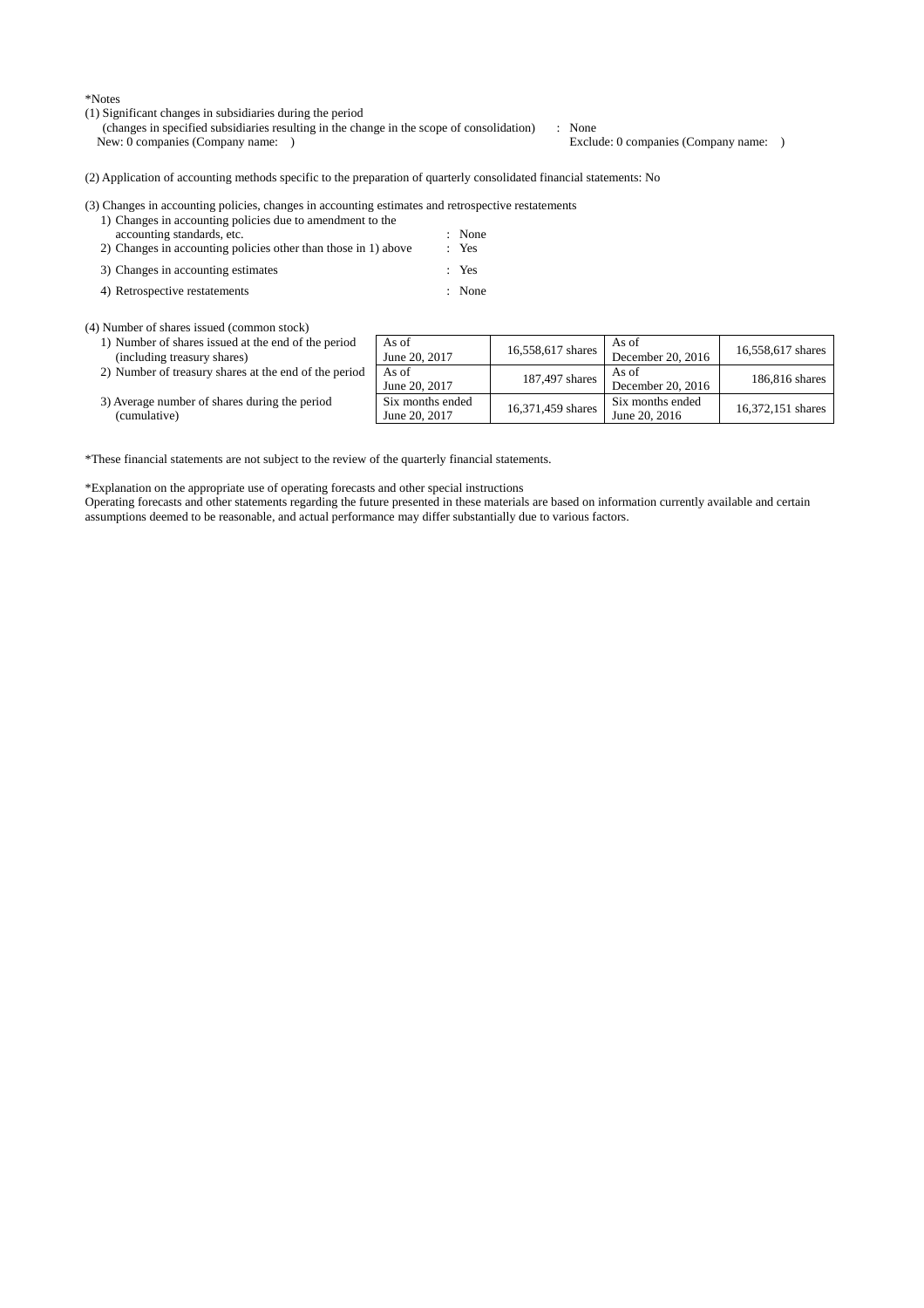*Notes

(1) Significant changes in subsidiaries during the period
(changes in specified subsidiaries resulting in the change in the scope of consolidation) : None
New: 0 companies (Company name: ) Exclude: 0 companies (Company name: )

(2) Application of accounting methods specific to the preparation of quarterly consolidated financial statements: No

(3) Changes in accounting policies, changes in accounting estimates and retrospective restatements

1) Changes in accounting policies due to amendment to the accounting standards, etc. : None
2) Changes in accounting policies other than those in 1) above : Yes
3) Changes in accounting estimates : Yes
4) Retrospective restatements : None

(4) Number of shares issued (common stock)

| | | | | |
|---|---|---|---|---|
| 1) Number of shares issued at the end of the period (including treasury shares) | As of June 20, 2017 | 16,558,617 shares | As of December 20, 2016 | 16,558,617 shares |
| 2) Number of treasury shares at the end of the period | As of June 20, 2017 | 187,497 shares | As of December 20, 2016 | 186,816 shares |
| 3) Average number of shares during the period (cumulative) | Six months ended June 20, 2017 | 16,371,459 shares | Six months ended June 20, 2016 | 16,372,151 shares |

*These financial statements are not subject to the review of the quarterly financial statements.

*Explanation on the appropriate use of operating forecasts and other special instructions
Operating forecasts and other statements regarding the future presented in these materials are based on information currently available and certain assumptions deemed to be reasonable, and actual performance may differ substantially due to various factors.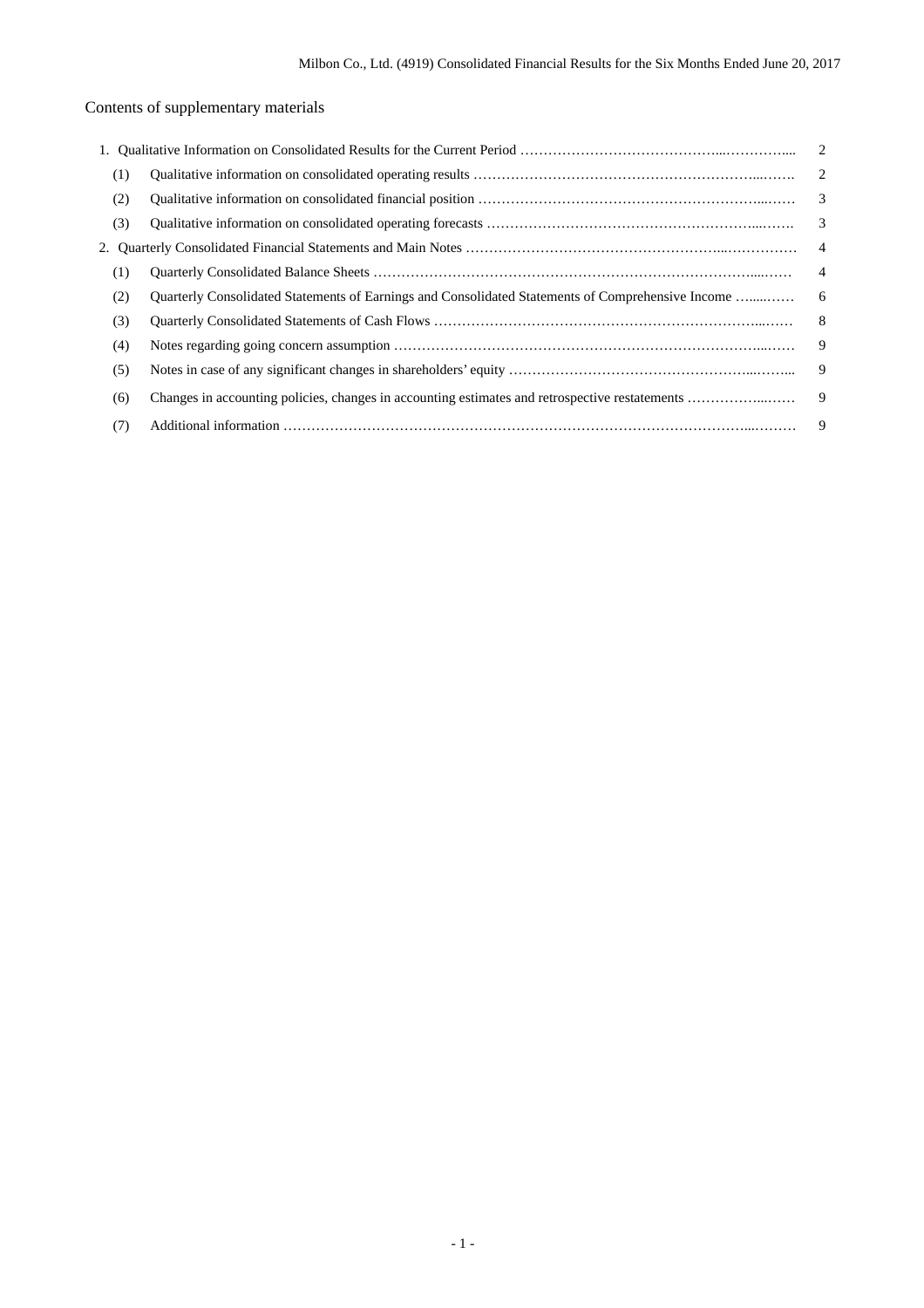Contents of supplementary materials

| | | |
|---|---|---|
| 1. Qualitative Information on Consolidated Results for the Current Period | | 2 |
| (1) | Qualitative information on consolidated operating results | 2 |
| (2) | Qualitative information on consolidated financial position | 3 |
| (3) | Qualitative information on consolidated operating forecasts | 3 |
| 2. Quarterly Consolidated Financial Statements and Main Notes | | 4 |
| (1) | Quarterly Consolidated Balance Sheets | 4 |
| (2) | Quarterly Consolidated Statements of Earnings and Consolidated Statements of Comprehensive Income | 6 |
| (3) | Quarterly Consolidated Statements of Cash Flows | 8 |
| (4) | Notes regarding going concern assumption | 9 |
| (5) | Notes in case of any significant changes in shareholders' equity | 9 |
| (6) | Changes in accounting policies, changes in accounting estimates and retrospective restatements | 9 |
| (7) | Additional information | 9 |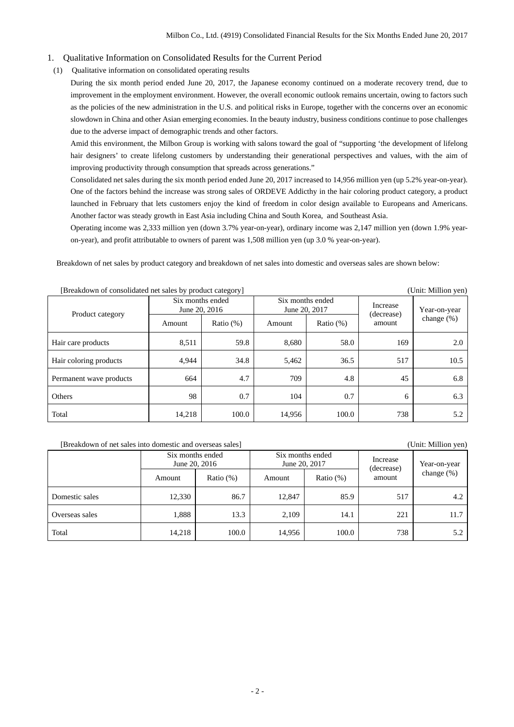## 1. Qualitative Information on Consolidated Results for the Current Period

### (1) Qualitative information on consolidated operating results

During the six month period ended June 20, 2017, the Japanese economy continued on a moderate recovery trend, due to improvement in the employment environment. However, the overall economic outlook remains uncertain, owing to factors such as the policies of the new administration in the U.S. and political risks in Europe, together with the concerns over an economic slowdown in China and other Asian emerging economies. In the beauty industry, business conditions continue to pose challenges due to the adverse impact of demographic trends and other factors.

Amid this environment, the Milbon Group is working with salons toward the goal of "supporting 'the development of lifelong hair designers' to create lifelong customers by understanding their generational perspectives and values, with the aim of improving productivity through consumption that spreads across generations."

Consolidated net sales during the six month period ended June 20, 2017 increased to 14,956 million yen (up 5.2% year-on-year). One of the factors behind the increase was strong sales of ORDEVE Addicthy in the hair coloring product category, a product launched in February that lets customers enjoy the kind of freedom in color design available to Europeans and Americans. Another factor was steady growth in East Asia including China and South Korea, and Southeast Asia.

Operating income was 2,333 million yen (down 3.7% year-on-year), ordinary income was 2,147 million yen (down 1.9% year-on-year), and profit attributable to owners of parent was 1,508 million yen (up 3.0 % year-on-year).

Breakdown of net sales by product category and breakdown of net sales into domestic and overseas sales are shown below:

[Breakdown of consolidated net sales by product category] (Unit: Million yen)

| Product category | Six months ended June 20, 2016 | | Six months ended June 20, 2017 | | Increase (decrease) amount | Year-on-year change (%) |
|---|---|---|---|---|---|---|
| | Amount | Ratio (%) | Amount | Ratio (%) | | |
| Hair care products | 8,511 | 59.8 | 8,680 | 58.0 | 169 | 2.0 |
| Hair coloring products | 4,944 | 34.8 | 5,462 | 36.5 | 517 | 10.5 |
| Permanent wave products | 664 | 4.7 | 709 | 4.8 | 45 | 6.8 |
| Others | 98 | 0.7 | 104 | 0.7 | 6 | 6.3 |
| Total | 14,218 | 100.0 | 14,956 | 100.0 | 738 | 5.2 |

[Breakdown of net sales into domestic and overseas sales] (Unit: Million yen)

| | Six months ended June 20, 2016 | | Six months ended June 20, 2017 | | Increase (decrease) amount | Year-on-year change (%) |
|---|---|---|---|---|---|---|
| | Amount | Ratio (%) | Amount | Ratio (%) | | |
| Domestic sales | 12,330 | 86.7 | 12,847 | 85.9 | 517 | 4.2 |
| Overseas sales | 1,888 | 13.3 | 2,109 | 14.1 | 221 | 11.7 |
| Total | 14,218 | 100.0 | 14,956 | 100.0 | 738 | 5.2 |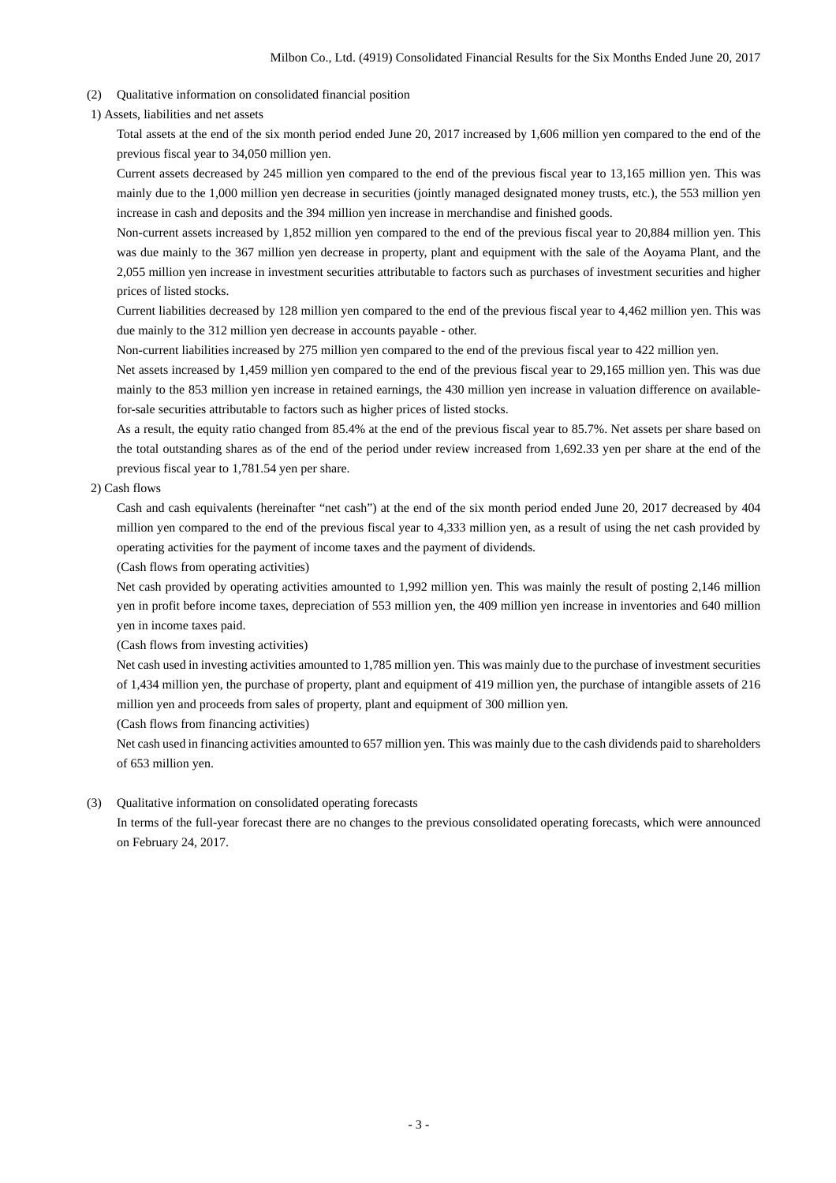(2) Qualitative information on consolidated financial position

1) Assets, liabilities and net assets

Total assets at the end of the six month period ended June 20, 2017 increased by 1,606 million yen compared to the end of the previous fiscal year to 34,050 million yen.

Current assets decreased by 245 million yen compared to the end of the previous fiscal year to 13,165 million yen. This was mainly due to the 1,000 million yen decrease in securities (jointly managed designated money trusts, etc.), the 553 million yen increase in cash and deposits and the 394 million yen increase in merchandise and finished goods.

Non-current assets increased by 1,852 million yen compared to the end of the previous fiscal year to 20,884 million yen. This was due mainly to the 367 million yen decrease in property, plant and equipment with the sale of the Aoyama Plant, and the 2,055 million yen increase in investment securities attributable to factors such as purchases of investment securities and higher prices of listed stocks.

Current liabilities decreased by 128 million yen compared to the end of the previous fiscal year to 4,462 million yen. This was due mainly to the 312 million yen decrease in accounts payable - other.

Non-current liabilities increased by 275 million yen compared to the end of the previous fiscal year to 422 million yen.

Net assets increased by 1,459 million yen compared to the end of the previous fiscal year to 29,165 million yen. This was due mainly to the 853 million yen increase in retained earnings, the 430 million yen increase in valuation difference on available-for-sale securities attributable to factors such as higher prices of listed stocks.

As a result, the equity ratio changed from 85.4% at the end of the previous fiscal year to 85.7%. Net assets per share based on the total outstanding shares as of the end of the period under review increased from 1,692.33 yen per share at the end of the previous fiscal year to 1,781.54 yen per share.

2) Cash flows

Cash and cash equivalents (hereinafter "net cash") at the end of the six month period ended June 20, 2017 decreased by 404 million yen compared to the end of the previous fiscal year to 4,333 million yen, as a result of using the net cash provided by operating activities for the payment of income taxes and the payment of dividends.

(Cash flows from operating activities)

Net cash provided by operating activities amounted to 1,992 million yen. This was mainly the result of posting 2,146 million yen in profit before income taxes, depreciation of 553 million yen, the 409 million yen increase in inventories and 640 million yen in income taxes paid.

(Cash flows from investing activities)

Net cash used in investing activities amounted to 1,785 million yen. This was mainly due to the purchase of investment securities of 1,434 million yen, the purchase of property, plant and equipment of 419 million yen, the purchase of intangible assets of 216 million yen and proceeds from sales of property, plant and equipment of 300 million yen.

(Cash flows from financing activities)

Net cash used in financing activities amounted to 657 million yen. This was mainly due to the cash dividends paid to shareholders of 653 million yen.

(3) Qualitative information on consolidated operating forecasts

In terms of the full-year forecast there are no changes to the previous consolidated operating forecasts, which were announced on February 24, 2017.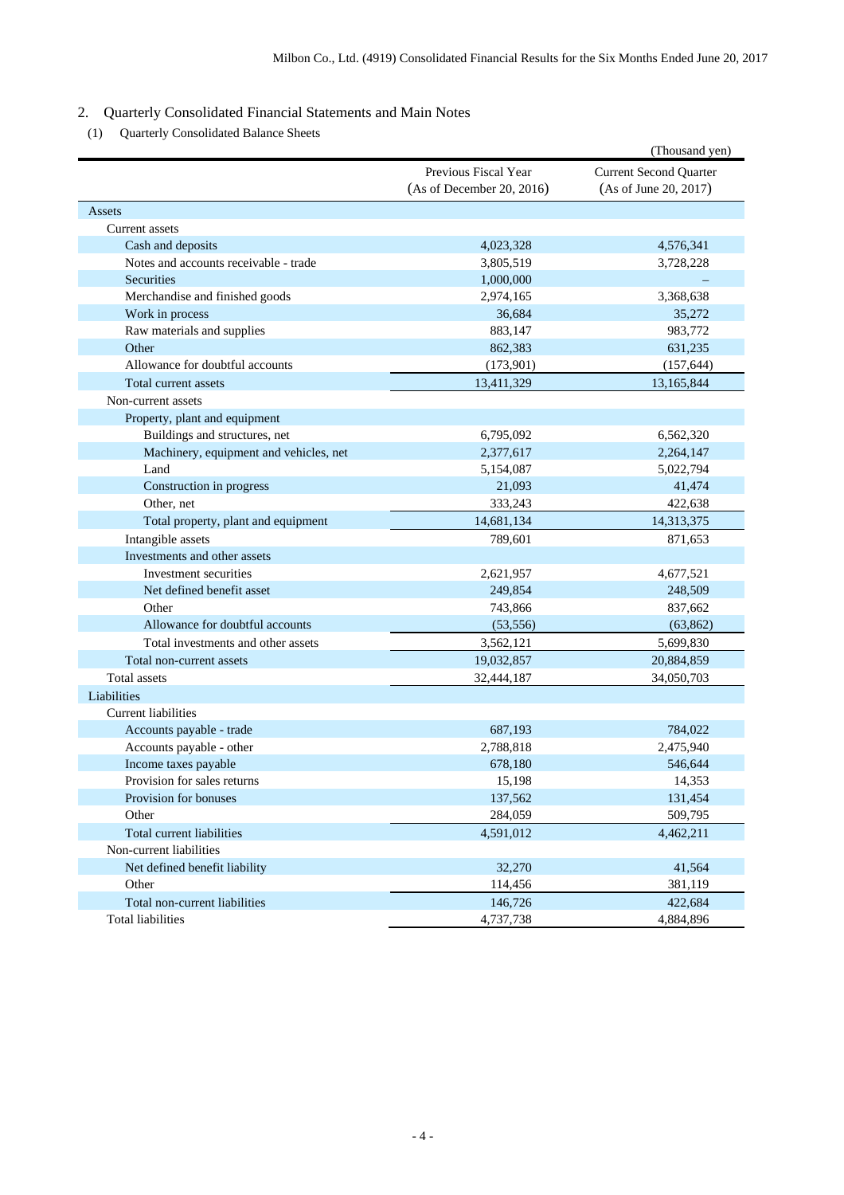## 2. Quarterly Consolidated Financial Statements and Main Notes

### (1) Quarterly Consolidated Balance Sheets

(Thousand yen)

| | Previous Fiscal Year (As of December 20, 2016) | Current Second Quarter (As of June 20, 2017) |
|---|---|---|
| Assets | | |
| Current assets | | |
| Cash and deposits | 4,023,328 | 4,576,341 |
| Notes and accounts receivable - trade | 3,805,519 | 3,728,228 |
| Securities | 1,000,000 | – |
| Merchandise and finished goods | 2,974,165 | 3,368,638 |
| Work in process | 36,684 | 35,272 |
| Raw materials and supplies | 883,147 | 983,772 |
| Other | 862,383 | 631,235 |
| Allowance for doubtful accounts | (173,901) | (157,644) |
| Total current assets | 13,411,329 | 13,165,844 |
| Non-current assets | | |
| Property, plant and equipment | | |
| Buildings and structures, net | 6,795,092 | 6,562,320 |
| Machinery, equipment and vehicles, net | 2,377,617 | 2,264,147 |
| Land | 5,154,087 | 5,022,794 |
| Construction in progress | 21,093 | 41,474 |
| Other, net | 333,243 | 422,638 |
| Total property, plant and equipment | 14,681,134 | 14,313,375 |
| Intangible assets | 789,601 | 871,653 |
| Investments and other assets | | |
| Investment securities | 2,621,957 | 4,677,521 |
| Net defined benefit asset | 249,854 | 248,509 |
| Other | 743,866 | 837,662 |
| Allowance for doubtful accounts | (53,556) | (63,862) |
| Total investments and other assets | 3,562,121 | 5,699,830 |
| Total non-current assets | 19,032,857 | 20,884,859 |
| Total assets | 32,444,187 | 34,050,703 |
| Liabilities | | |
| Current liabilities | | |
| Accounts payable - trade | 687,193 | 784,022 |
| Accounts payable - other | 2,788,818 | 2,475,940 |
| Income taxes payable | 678,180 | 546,644 |
| Provision for sales returns | 15,198 | 14,353 |
| Provision for bonuses | 137,562 | 131,454 |
| Other | 284,059 | 509,795 |
| Total current liabilities | 4,591,012 | 4,462,211 |
| Non-current liabilities | | |
| Net defined benefit liability | 32,270 | 41,564 |
| Other | 114,456 | 381,119 |
| Total non-current liabilities | 146,726 | 422,684 |
| Total liabilities | 4,737,738 | 4,884,896 |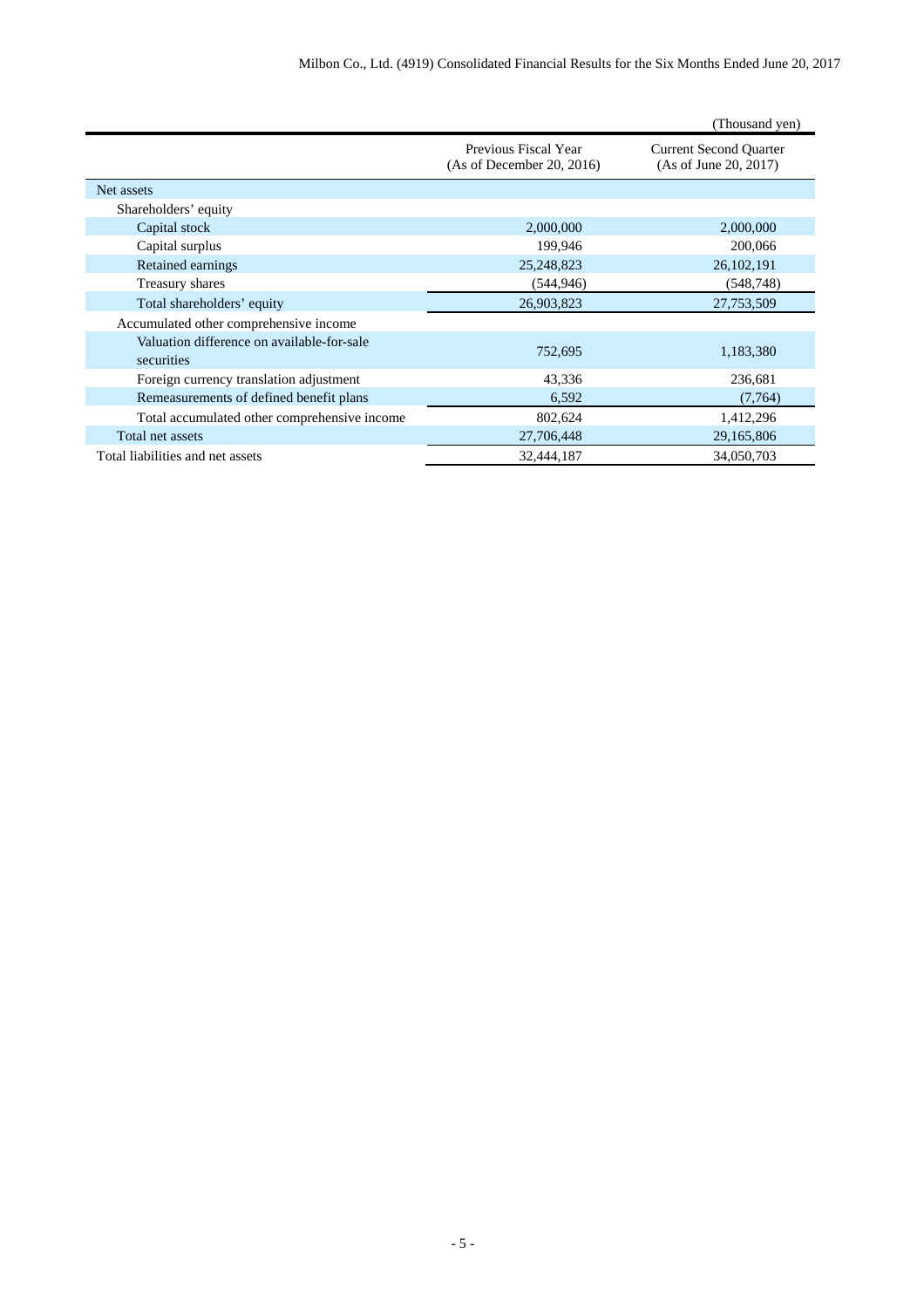(Thousand yen)

| | Previous Fiscal Year (As of December 20, 2016) | Current Second Quarter (As of June 20, 2017) |
|---|---|---|
| Net assets | | |
| Shareholders' equity | | |
| Capital stock | 2,000,000 | 2,000,000 |
| Capital surplus | 199,946 | 200,066 |
| Retained earnings | 25,248,823 | 26,102,191 |
| Treasury shares | (544,946) | (548,748) |
| Total shareholders' equity | 26,903,823 | 27,753,509 |
| Accumulated other comprehensive income | | |
| Valuation difference on available-for-sale securities | 752,695 | 1,183,380 |
| Foreign currency translation adjustment | 43,336 | 236,681 |
| Remeasurements of defined benefit plans | 6,592 | (7,764) |
| Total accumulated other comprehensive income | 802,624 | 1,412,296 |
| Total net assets | 27,706,448 | 29,165,806 |
| Total liabilities and net assets | 32,444,187 | 34,050,703 |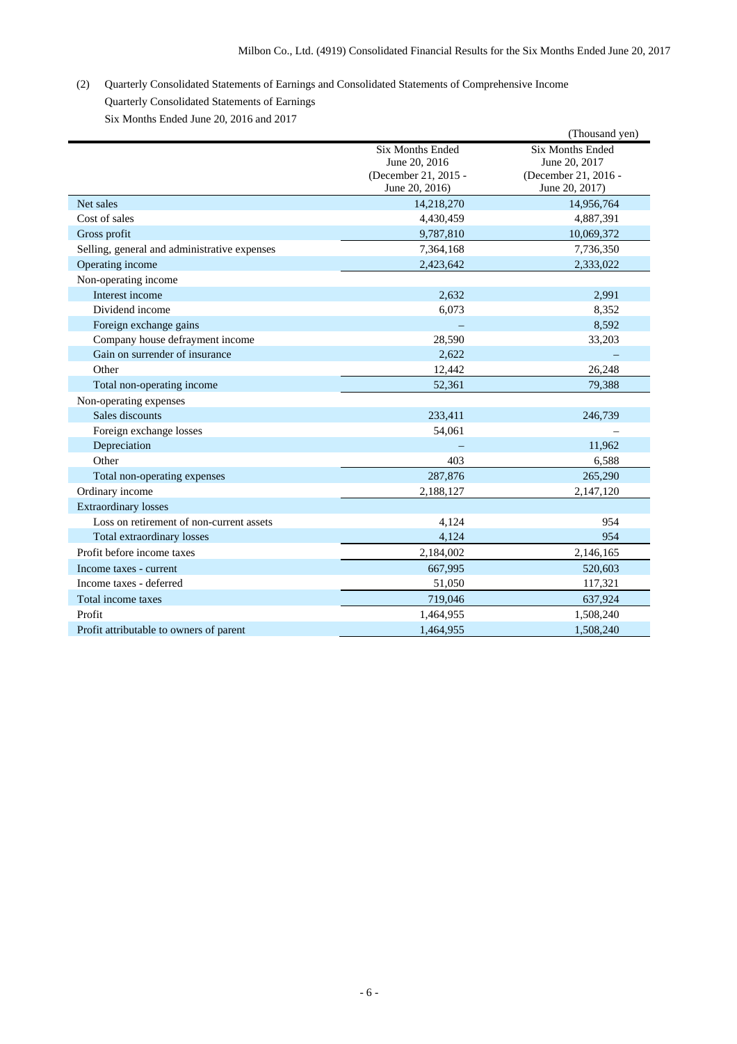(2) Quarterly Consolidated Statements of Earnings and Consolidated Statements of Comprehensive Income

Quarterly Consolidated Statements of Earnings

Six Months Ended June 20, 2016 and 2017

(Thousand yen)

| | Six Months Ended June 20, 2016 (December 21, 2015 - June 20, 2016) | Six Months Ended June 20, 2017 (December 21, 2016 - June 20, 2017) |
|---|---|---|
| Net sales | 14,218,270 | 14,956,764 |
| Cost of sales | 4,430,459 | 4,887,391 |
| Gross profit | 9,787,810 | 10,069,372 |
| Selling, general and administrative expenses | 7,364,168 | 7,736,350 |
| Operating income | 2,423,642 | 2,333,022 |
| Non-operating income | | |
| Interest income | 2,632 | 2,991 |
| Dividend income | 6,073 | 8,352 |
| Foreign exchange gains | – | 8,592 |
| Company house defrayment income | 28,590 | 33,203 |
| Gain on surrender of insurance | 2,622 | – |
| Other | 12,442 | 26,248 |
| Total non-operating income | 52,361 | 79,388 |
| Non-operating expenses | | |
| Sales discounts | 233,411 | 246,739 |
| Foreign exchange losses | 54,061 | – |
| Depreciation | – | 11,962 |
| Other | 403 | 6,588 |
| Total non-operating expenses | 287,876 | 265,290 |
| Ordinary income | 2,188,127 | 2,147,120 |
| Extraordinary losses | | |
| Loss on retirement of non-current assets | 4,124 | 954 |
| Total extraordinary losses | 4,124 | 954 |
| Profit before income taxes | 2,184,002 | 2,146,165 |
| Income taxes - current | 667,995 | 520,603 |
| Income taxes - deferred | 51,050 | 117,321 |
| Total income taxes | 719,046 | 637,924 |
| Profit | 1,464,955 | 1,508,240 |
| Profit attributable to owners of parent | 1,464,955 | 1,508,240 |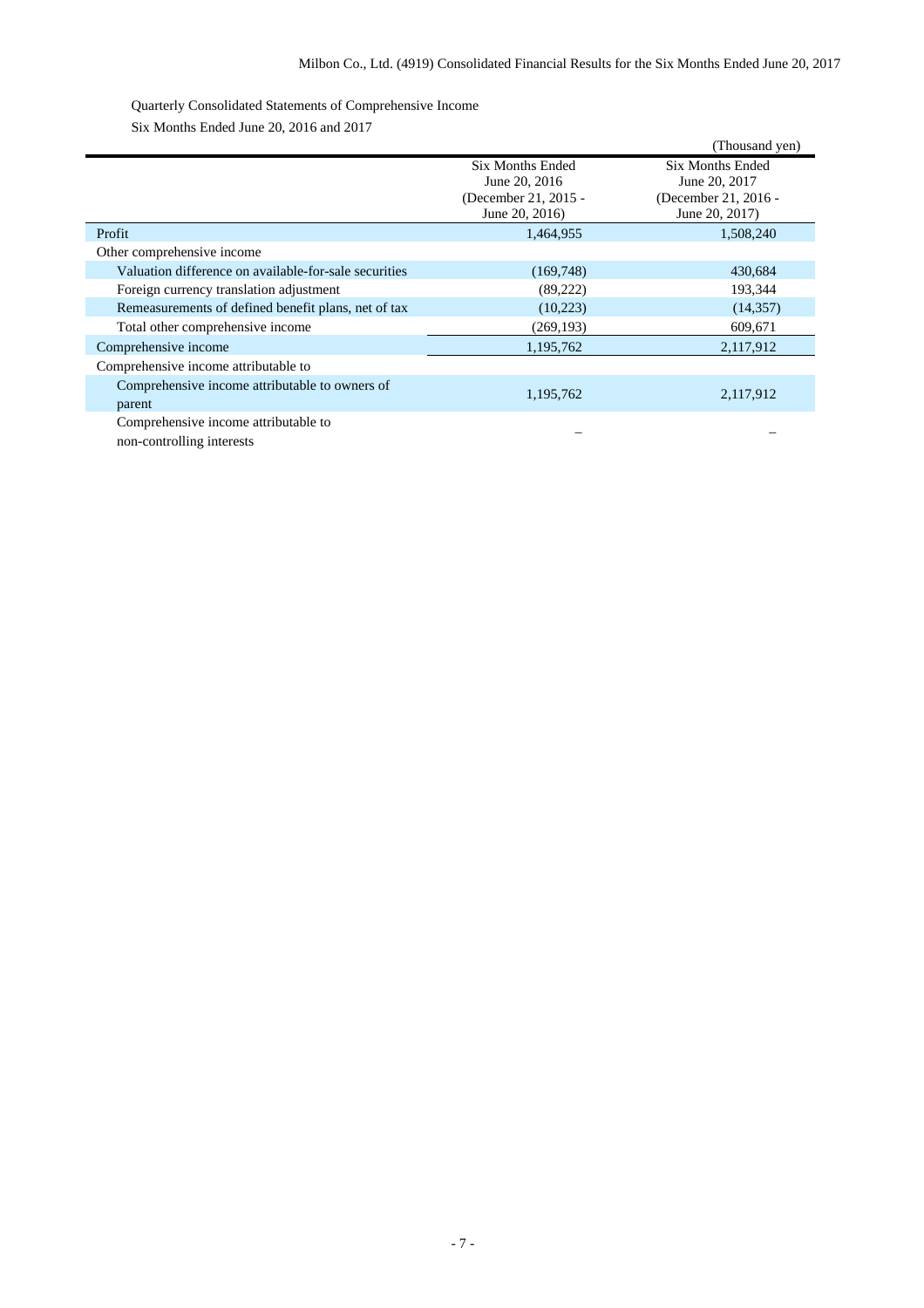Quarterly Consolidated Statements of Comprehensive Income

Six Months Ended June 20, 2016 and 2017

(Thousand yen)

| | Six Months Ended June 20, 2016 (December 21, 2015 - June 20, 2016) | Six Months Ended June 20, 2017 (December 21, 2016 - June 20, 2017) |
|---|---|---|
| Profit | 1,464,955 | 1,508,240 |
| Other comprehensive income | | |
| Valuation difference on available-for-sale securities | (169,748) | 430,684 |
| Foreign currency translation adjustment | (89,222) | 193,344 |
| Remeasurements of defined benefit plans, net of tax | (10,223) | (14,357) |
| Total other comprehensive income | (269,193) | 609,671 |
| Comprehensive income | 1,195,762 | 2,117,912 |
| Comprehensive income attributable to | | |
| Comprehensive income attributable to owners of parent | 1,195,762 | 2,117,912 |
| Comprehensive income attributable to non-controlling interests | – | – |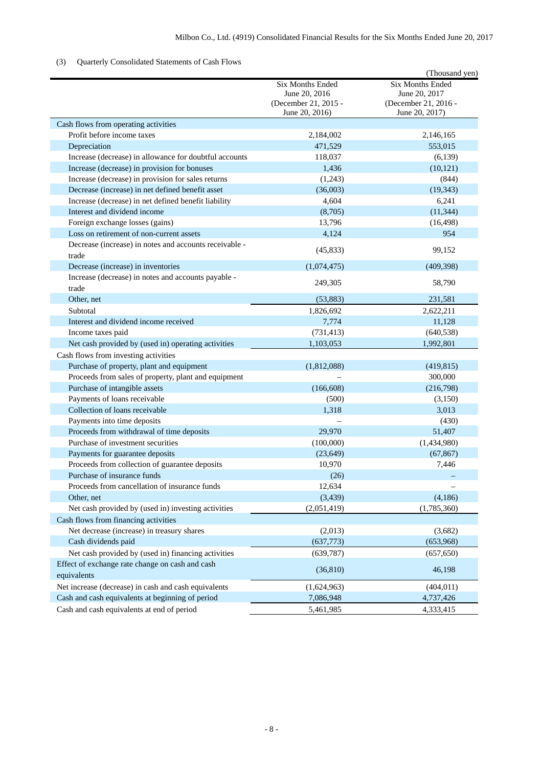(3) Quarterly Consolidated Statements of Cash Flows

(Thousand yen)

| | Six Months Ended June 20, 2016 (December 21, 2015 - June 20, 2016) | Six Months Ended June 20, 2017 (December 21, 2016 - June 20, 2017) |
|---|---|---|
| Cash flows from operating activities | | |
| Profit before income taxes | 2,184,002 | 2,146,165 |
| Depreciation | 471,529 | 553,015 |
| Increase (decrease) in allowance for doubtful accounts | 118,037 | (6,139) |
| Increase (decrease) in provision for bonuses | 1,436 | (10,121) |
| Increase (decrease) in provision for sales returns | (1,243) | (844) |
| Decrease (increase) in net defined benefit asset | (36,003) | (19,343) |
| Increase (decrease) in net defined benefit liability | 4,604 | 6,241 |
| Interest and dividend income | (8,705) | (11,344) |
| Foreign exchange losses (gains) | 13,796 | (16,498) |
| Loss on retirement of non-current assets | 4,124 | 954 |
| Decrease (increase) in notes and accounts receivable - trade | (45,833) | 99,152 |
| Decrease (increase) in inventories | (1,074,475) | (409,398) |
| Increase (decrease) in notes and accounts payable - trade | 249,305 | 58,790 |
| Other, net | (53,883) | 231,581 |
| Subtotal | 1,826,692 | 2,622,211 |
| Interest and dividend income received | 7,774 | 11,128 |
| Income taxes paid | (731,413) | (640,538) |
| Net cash provided by (used in) operating activities | 1,103,053 | 1,992,801 |
| Cash flows from investing activities | | |
| Purchase of property, plant and equipment | (1,812,088) | (419,815) |
| Proceeds from sales of property, plant and equipment | – | 300,000 |
| Purchase of intangible assets | (166,608) | (216,798) |
| Payments of loans receivable | (500) | (3,150) |
| Collection of loans receivable | 1,318 | 3,013 |
| Payments into time deposits | – | (430) |
| Proceeds from withdrawal of time deposits | 29,970 | 51,407 |
| Purchase of investment securities | (100,000) | (1,434,980) |
| Payments for guarantee deposits | (23,649) | (67,867) |
| Proceeds from collection of guarantee deposits | 10,970 | 7,446 |
| Purchase of insurance funds | (26) | – |
| Proceeds from cancellation of insurance funds | 12,634 | – |
| Other, net | (3,439) | (4,186) |
| Net cash provided by (used in) investing activities | (2,051,419) | (1,785,360) |
| Cash flows from financing activities | | |
| Net decrease (increase) in treasury shares | (2,013) | (3,682) |
| Cash dividends paid | (637,773) | (653,968) |
| Net cash provided by (used in) financing activities | (639,787) | (657,650) |
| Effect of exchange rate change on cash and cash equivalents | (36,810) | 46,198 |
| Net increase (decrease) in cash and cash equivalents | (1,624,963) | (404,011) |
| Cash and cash equivalents at beginning of period | 7,086,948 | 4,737,426 |
| Cash and cash equivalents at end of period | 5,461,985 | 4,333,415 |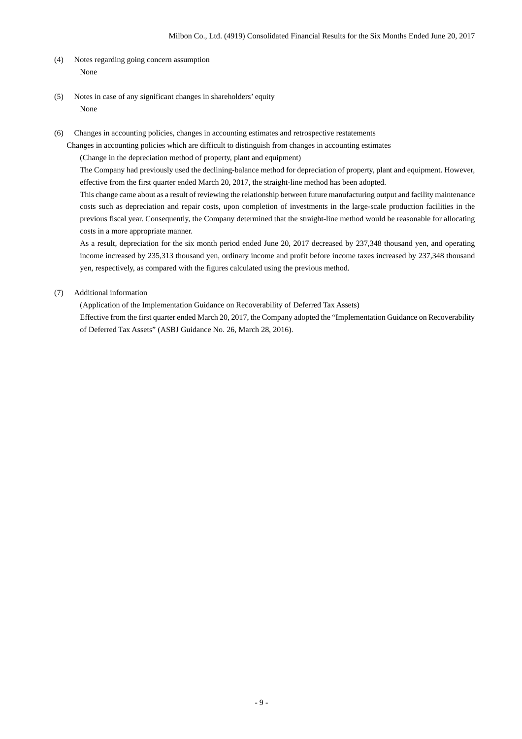(4) Notes regarding going concern assumption

None

(5) Notes in case of any significant changes in shareholders' equity

None

(6) Changes in accounting policies, changes in accounting estimates and retrospective restatements

Changes in accounting policies which are difficult to distinguish from changes in accounting estimates

(Change in the depreciation method of property, plant and equipment)

The Company had previously used the declining-balance method for depreciation of property, plant and equipment. However, effective from the first quarter ended March 20, 2017, the straight-line method has been adopted.

This change came about as a result of reviewing the relationship between future manufacturing output and facility maintenance costs such as depreciation and repair costs, upon completion of investments in the large-scale production facilities in the previous fiscal year. Consequently, the Company determined that the straight-line method would be reasonable for allocating costs in a more appropriate manner.

As a result, depreciation for the six month period ended June 20, 2017 decreased by 237,348 thousand yen, and operating income increased by 235,313 thousand yen, ordinary income and profit before income taxes increased by 237,348 thousand yen, respectively, as compared with the figures calculated using the previous method.

(7) Additional information

(Application of the Implementation Guidance on Recoverability of Deferred Tax Assets)

Effective from the first quarter ended March 20, 2017, the Company adopted the "Implementation Guidance on Recoverability of Deferred Tax Assets" (ASBJ Guidance No. 26, March 28, 2016).